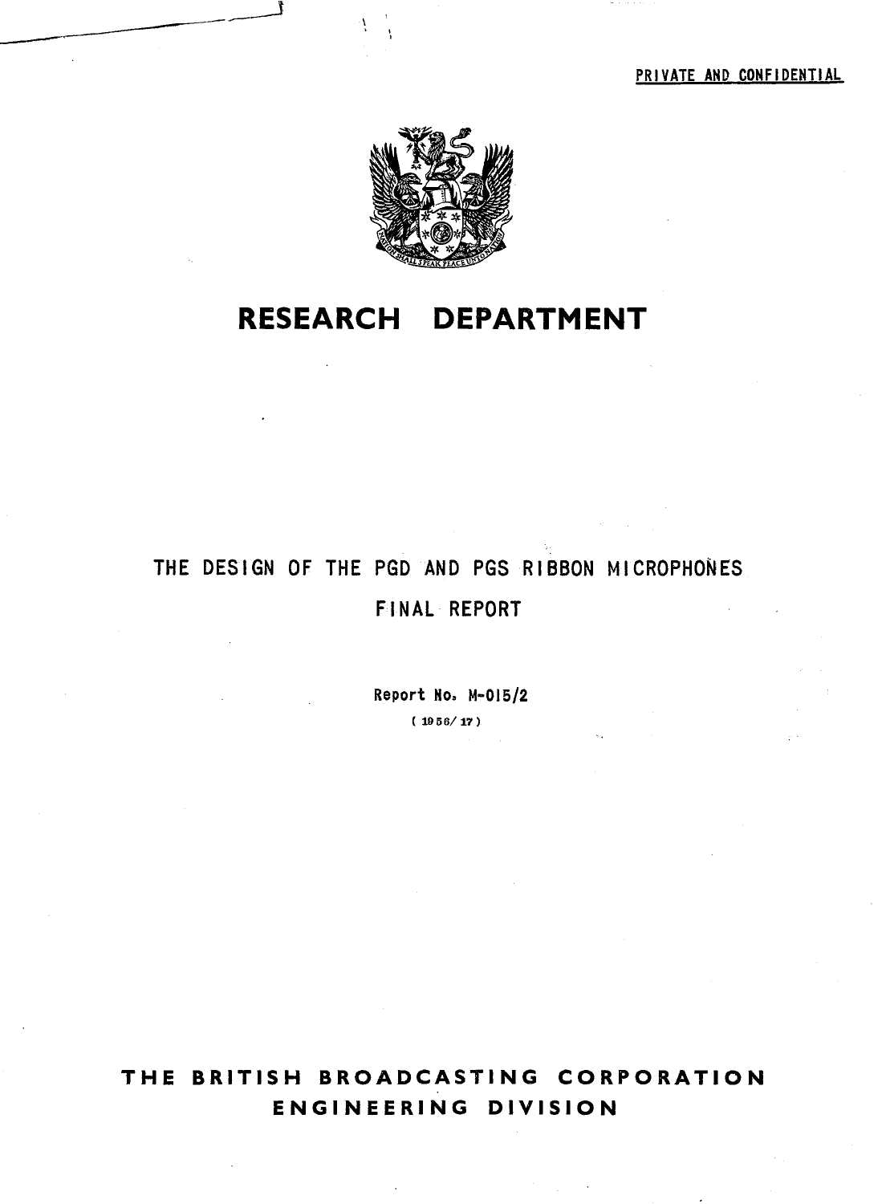PRIVATE AND CONFIDENTIAL

# RESEARCH DEPARTMENT

## THE DESIGN OF THE PGD AND PGS RIBBON MICROPHONES

## FINAL REPORT

Report No. M-015/2

(1956/17)

**THE BRITISH BROADCASTING CORPORATION**

**ENGINEERING DIVISION**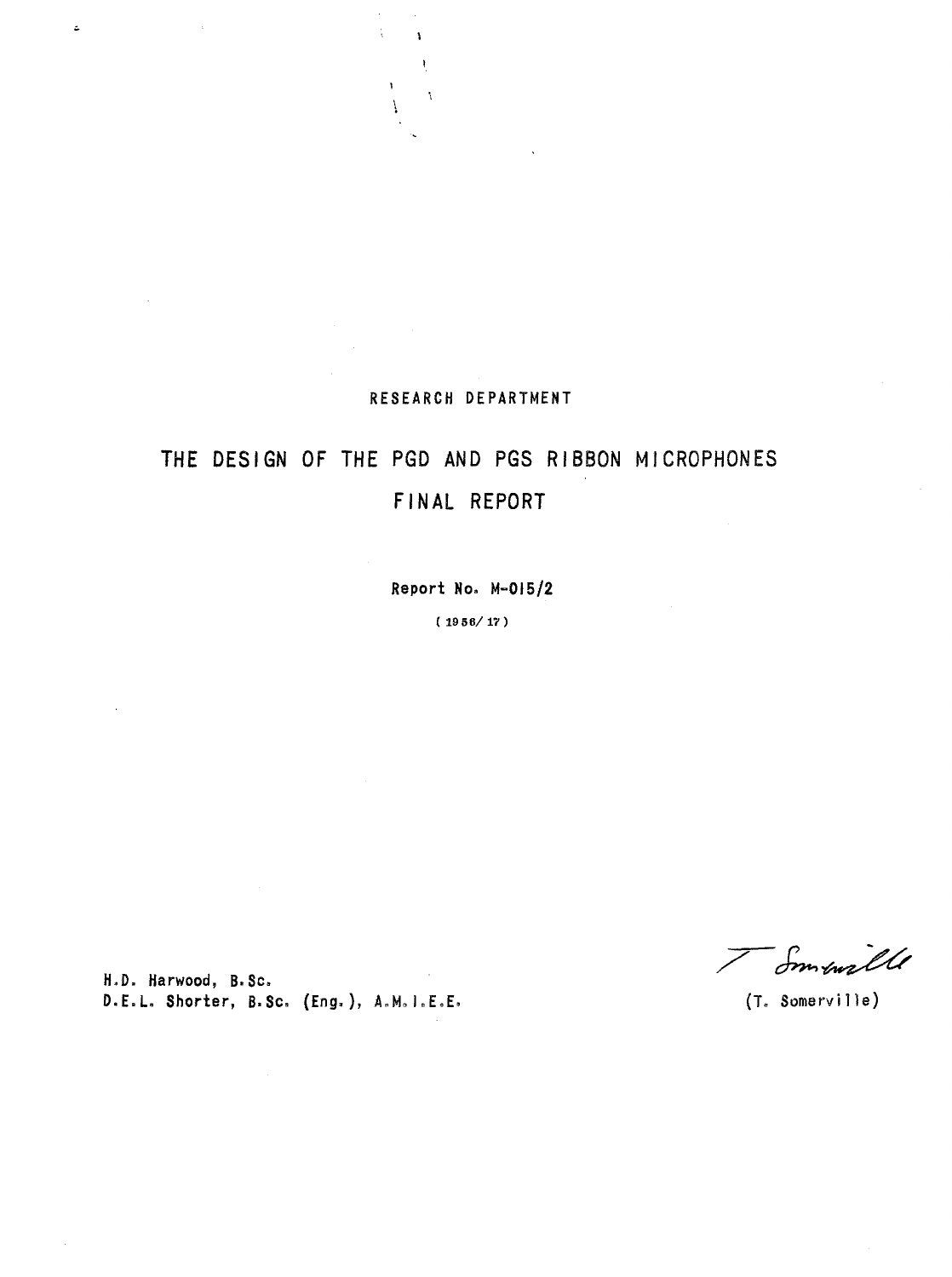RESEARCH DEPARTMENT

# THE DESIGN OF THE PGD AND PGS RIBBON MICROPHONES

# FINAL REPORT

Report No. M-015/2

(1956/17)

H.D. Harwood, B.Sc.

D.E.L. Shorter, B.Sc. (Eng.), A.M.I.E.E.

T Somerville

(T. Somerville)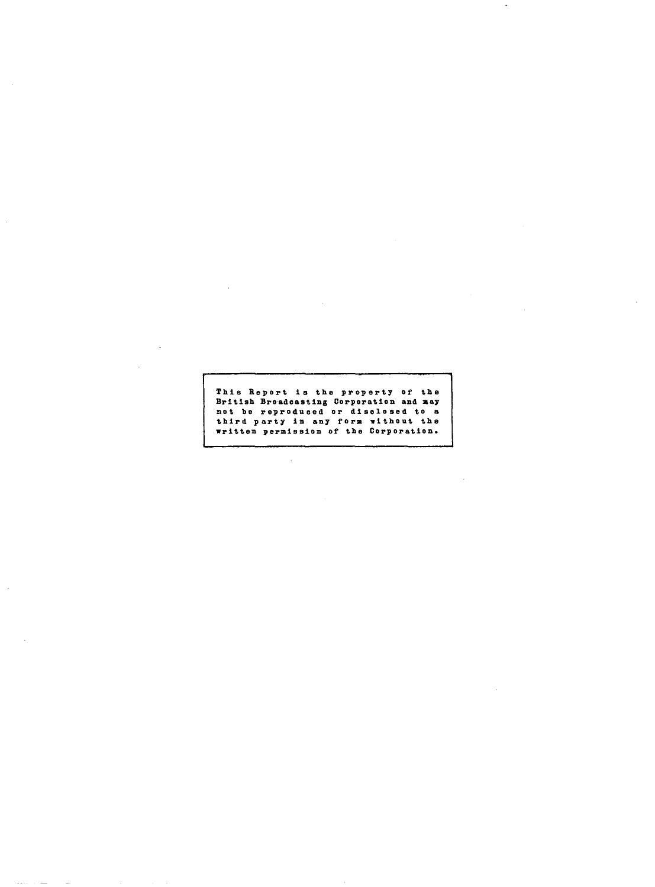This Report is the property of the British Broadcasting Corporation and may not be reproduced or disclosed to a third party in any form without the written permission of the Corporation.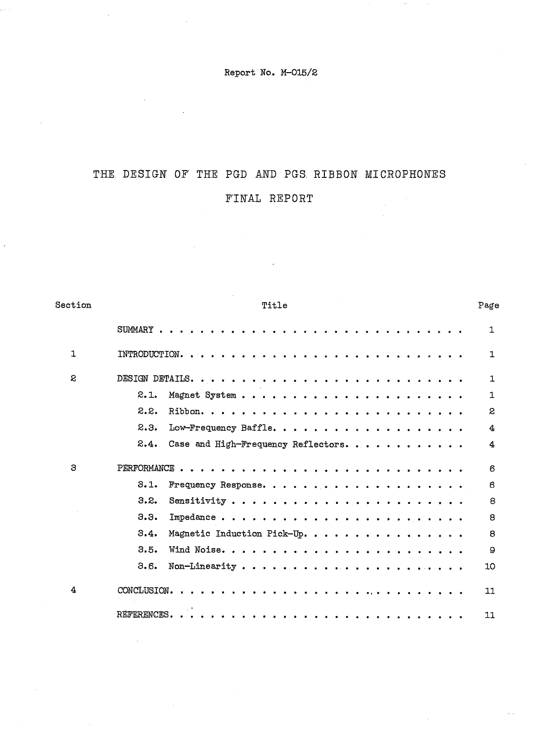Report No. M-015/2

# THE DESIGN OF THE PGD AND PGS RIBBON MICROPHONES

## FINAL REPORT

| Section | Title | Page |
|---|---|---|
| | SUMMARY | 1 |
| 1 | INTRODUCTION | 1 |
| 2 | DESIGN DETAILS | 1 |
| | 2.1. Magnet System | 1 |
| | 2.2. Ribbon | 2 |
| | 2.3. Low-Frequency Baffle | 4 |
| | 2.4. Case and High-Frequency Reflectors | 4 |
| 3 | PERFORMANCE | 6 |
| | 3.1. Frequency Response | 6 |
| | 3.2. Sensitivity | 8 |
| | 3.3. Impedance | 8 |
| | 3.4. Magnetic Induction Pick-Up | 8 |
| | 3.5. Wind Noise | 9 |
| | 3.6. Non-Linearity | 10 |
| 4 | CONCLUSION | 11 |
| | REFERENCES | 11 |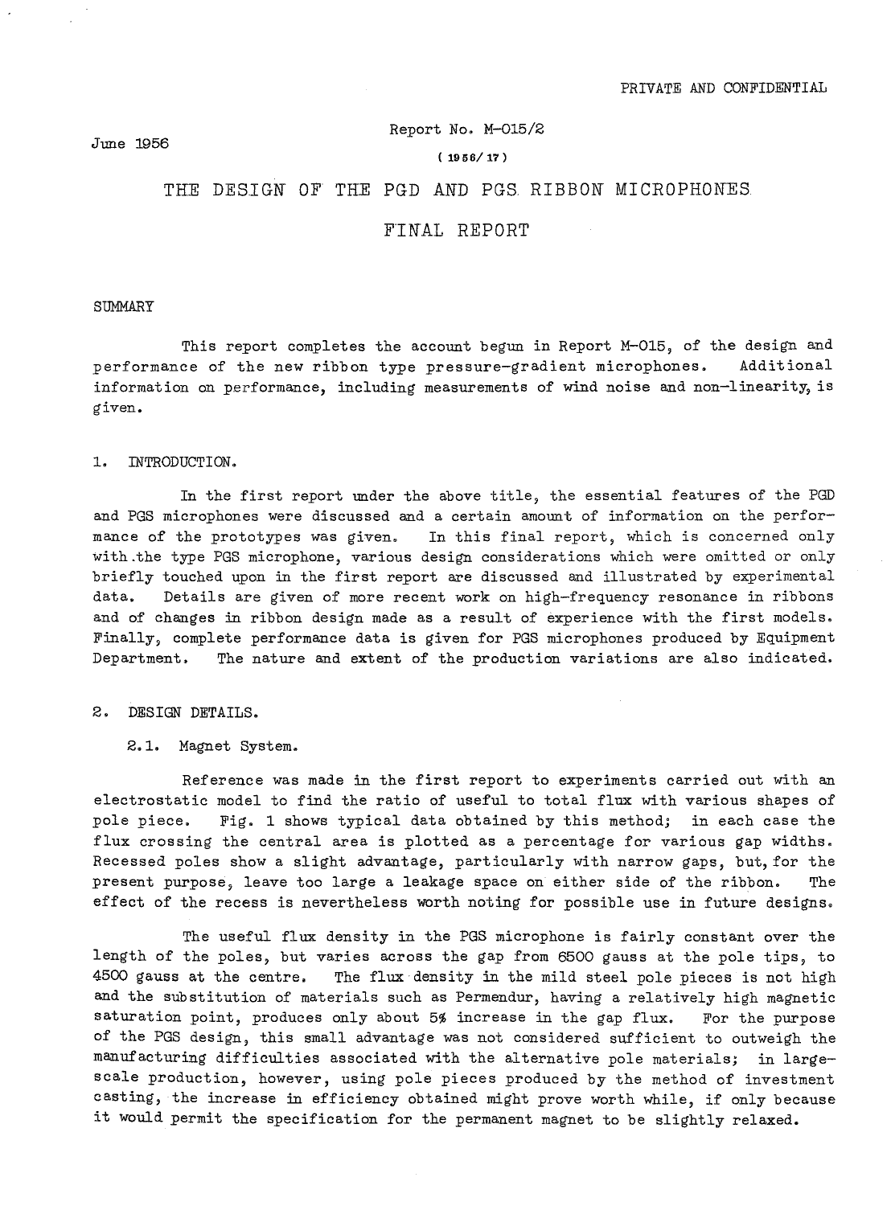PRIVATE AND CONFIDENTIAL

June 1956

Report No. M-015/2

(1956/17)

# THE DESIGN OF THE PGD AND PGS RIBBON MICROPHONES

# FINAL REPORT

## SUMMARY

This report completes the account begun in Report M-015, of the design and performance of the new ribbon type pressure-gradient microphones. Additional information on performance, including measurements of wind noise and non-linearity, is given.

## 1. INTRODUCTION.

In the first report under the above title, the essential features of the PGD and PGS microphones were discussed and a certain amount of information on the performance of the prototypes was given. In this final report, which is concerned only with the type PGS microphone, various design considerations which were omitted or only briefly touched upon in the first report are discussed and illustrated by experimental data. Details are given of more recent work on high-frequency resonance in ribbons and of changes in ribbon design made as a result of experience with the first models. Finally, complete performance data is given for PGS microphones produced by Equipment Department. The nature and extent of the production variations are also indicated.

## 2. DESIGN DETAILS.

### 2.1. Magnet System.

Reference was made in the first report to experiments carried out with an electrostatic model to find the ratio of useful to total flux with various shapes of pole piece. Fig. 1 shows typical data obtained by this method; in each case the flux crossing the central area is plotted as a percentage for various gap widths. Recessed poles show a slight advantage, particularly with narrow gaps, but, for the present purpose, leave too large a leakage space on either side of the ribbon. The effect of the recess is nevertheless worth noting for possible use in future designs.

The useful flux density in the PGS microphone is fairly constant over the length of the poles, but varies across the gap from 6500 gauss at the pole tips, to 4500 gauss at the centre. The flux density in the mild steel pole pieces is not high and the substitution of materials such as Permendur, having a relatively high magnetic saturation point, produces only about 5% increase in the gap flux. For the purpose of the PGS design, this small advantage was not considered sufficient to outweigh the manufacturing difficulties associated with the alternative pole materials; in large-scale production, however, using pole pieces produced by the method of investment casting, the increase in efficiency obtained might prove worth while, if only because it would permit the specification for the permanent magnet to be slightly relaxed.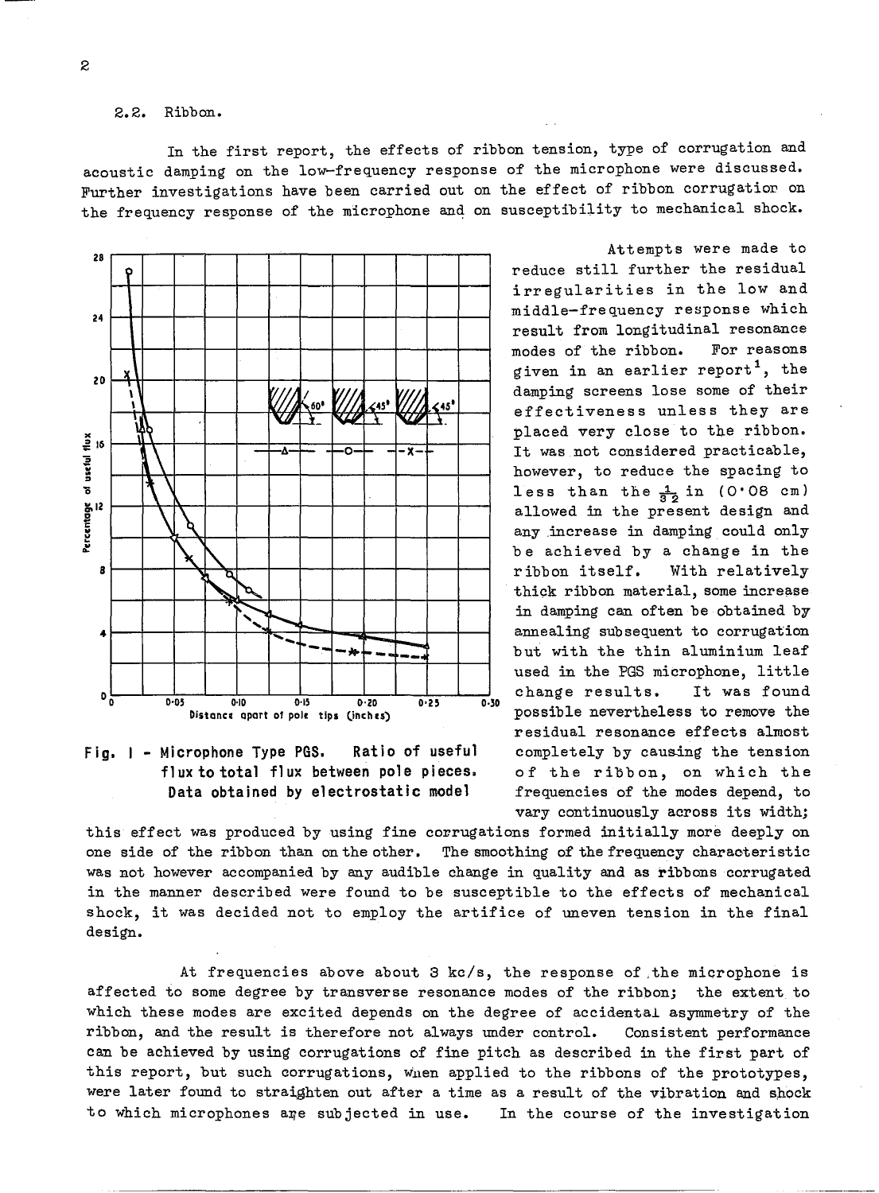### 2.2. Ribbon.

In the first report, the effects of ribbon tension, type of corrugation and acoustic damping on the low-frequency response of the microphone were discussed. Further investigations have been carried out on the effect of ribbon corrugation on the frequency response of the microphone and on susceptibility to mechanical shock.

Fig. 1 - Microphone Type PGS. Ratio of useful flux to total flux between pole pieces. Data obtained by electrostatic model

Attempts were made to reduce still further the residual irregularities in the low and middle-frequency response which result from longitudinal resonance modes of the ribbon. For reasons given in an earlier report[1], the damping screens lose some of their effectiveness unless they are placed very close to the ribbon. It was not considered practicable, however, to reduce the spacing to less than the $\frac{1}{32}$ in (0·08 cm) allowed in the present design and any increase in damping could only be achieved by a change in the ribbon itself. With relatively thick ribbon material, some increase in damping can often be obtained by annealing subsequent to corrugation but with the thin aluminium leaf used in the PGS microphone, little change results. It was found possible nevertheless to remove the residual resonance effects almost completely by causing the tension of the ribbon, on which the frequencies of the modes depend, to vary continuously across its width; this effect was produced by using fine corrugations formed initially more deeply on one side of the ribbon than on the other. The smoothing of the frequency characteristic was not however accompanied by any audible change in quality and as ribbons corrugated in the manner described were found to be susceptible to the effects of mechanical shock, it was decided not to employ the artifice of uneven tension in the final design.

At frequencies above about 3 kc/s, the response of the microphone is affected to some degree by transverse resonance modes of the ribbon; the extent to which these modes are excited depends on the degree of accidental asymmetry of the ribbon, and the result is therefore not always under control. Consistent performance can be achieved by using corrugations of fine pitch as described in the first part of this report, but such corrugations, when applied to the ribbons of the prototypes, were later found to straighten out after a time as a result of the vibration and shock to which microphones are subjected in use. In the course of the investigation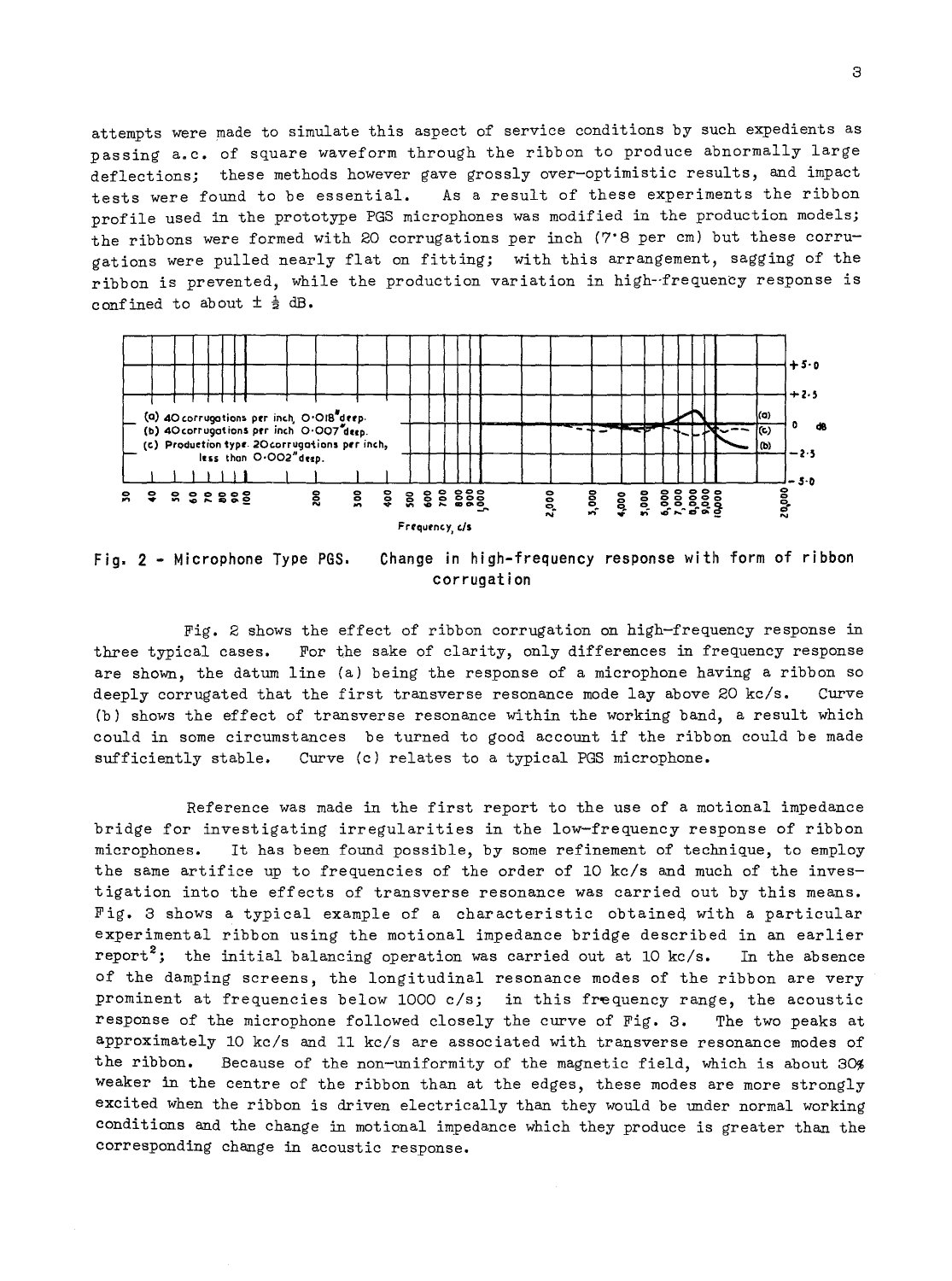attempts were made to simulate this aspect of service conditions by such expedients as passing a.c. of square waveform through the ribbon to produce abnormally large deflections; these methods however gave grossly over-optimistic results, and impact tests were found to be essential. As a result of these experiments the ribbon profile used in the prototype PGS microphones was modified in the production models; the ribbons were formed with 20 corrugations per inch (7·8 per cm) but these corrugations were pulled nearly flat on fitting; with this arrangement, sagging of the ribbon is prevented, while the production variation in high-frequency response is confined to about ± ½ dB.

(a) 40 corrugations per inch, 0·018" deep.
(b) 40 corrugations per inch 0·007" deep.
(c) Production type. 20 corrugations per inch, less than 0·002" deep.

Fig. 2 - Microphone Type PGS. Change in high-frequency response with form of ribbon corrugation

Fig. 2 shows the effect of ribbon corrugation on high-frequency response in three typical cases. For the sake of clarity, only differences in frequency response are shown, the datum line (a) being the response of a microphone having a ribbon so deeply corrugated that the first transverse resonance mode lay above 20 kc/s. Curve (b) shows the effect of transverse resonance within the working band, a result which could in some circumstances be turned to good account if the ribbon could be made sufficiently stable. Curve (c) relates to a typical PGS microphone.

Reference was made in the first report to the use of a motional impedance bridge for investigating irregularities in the low-frequency response of ribbon microphones. It has been found possible, by some refinement of technique, to employ the same artifice up to frequencies of the order of 10 kc/s and much of the investigation into the effects of transverse resonance was carried out by this means. Fig. 3 shows a typical example of a characteristic obtained with a particular experimental ribbon using the motional impedance bridge described in an earlier report[2]; the initial balancing operation was carried out at 10 kc/s. In the absence of the damping screens, the longitudinal resonance modes of the ribbon are very prominent at frequencies below 1000 c/s; in this frequency range, the acoustic response of the microphone followed closely the curve of Fig. 3. The two peaks at approximately 10 kc/s and 11 kc/s are associated with transverse resonance modes of the ribbon. Because of the non-uniformity of the magnetic field, which is about 30% weaker in the centre of the ribbon than at the edges, these modes are more strongly excited when the ribbon is driven electrically than they would be under normal working conditions and the change in motional impedance which they produce is greater than the corresponding change in acoustic response.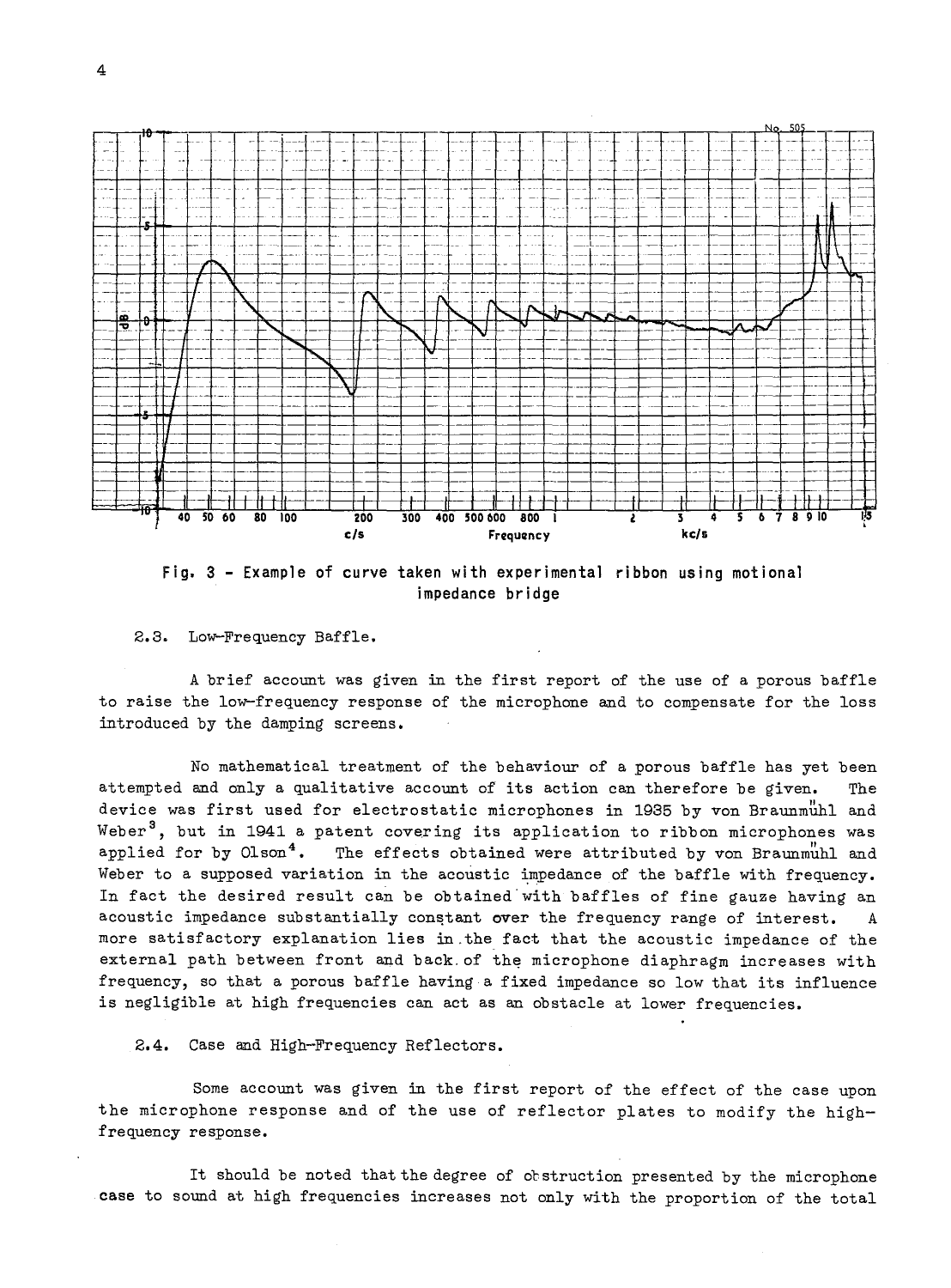Fig. 3 - Example of curve taken with experimental ribbon using motional impedance bridge

### 2.3. Low-Frequency Baffle.

A brief account was given in the first report of the use of a porous baffle to raise the low-frequency response of the microphone and to compensate for the loss introduced by the damping screens.

No mathematical treatment of the behaviour of a porous baffle has yet been attempted and only a qualitative account of its action can therefore be given. The device was first used for electrostatic microphones in 1935 by von Braunmühl and Weber[3], but in 1941 a patent covering its application to ribbon microphones was applied for by Olson[4]. The effects obtained were attributed by von Braunmühl and Weber to a supposed variation in the acoustic impedance of the baffle with frequency. In fact the desired result can be obtained with baffles of fine gauze having an acoustic impedance substantially constant over the frequency range of interest. A more satisfactory explanation lies in the fact that the acoustic impedance of the external path between front and back of the microphone diaphragm increases with frequency, so that a porous baffle having a fixed impedance so low that its influence is negligible at high frequencies can act as an obstacle at lower frequencies.

### 2.4. Case and High-Frequency Reflectors.

Some account was given in the first report of the effect of the case upon the microphone response and of the use of reflector plates to modify the high-frequency response.

It should be noted that the degree of obstruction presented by the microphone case to sound at high frequencies increases not only with the proportion of the total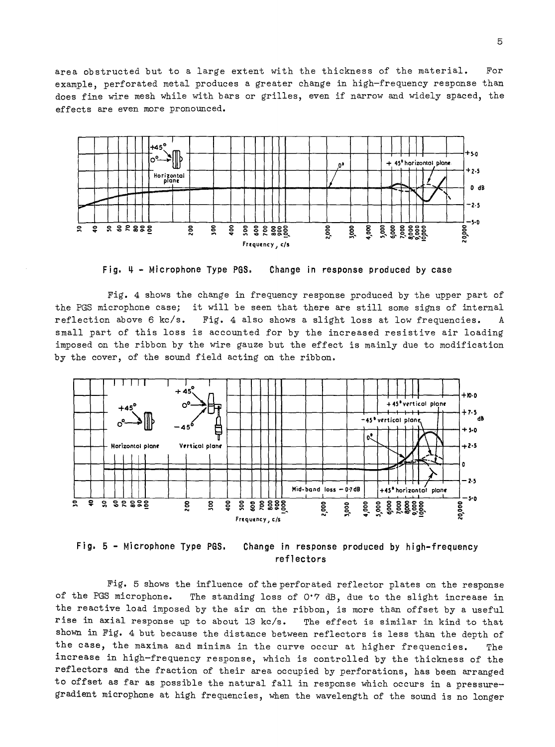area obstructed but to a large extent with the thickness of the material. For example, perforated metal produces a greater change in high-frequency response than does fine wire mesh while with bars or grilles, even if narrow and widely spaced, the effects are even more pronounced.

Fig. 4 - Microphone Type PGS. Change in response produced by case

Fig. 4 shows the change in frequency response produced by the upper part of the PGS microphone case; it will be seen that there are still some signs of internal reflection above 6 kc/s. Fig. 4 also shows a slight loss at low frequencies. A small part of this loss is accounted for by the increased resistive air loading imposed on the ribbon by the wire gauze but the effect is mainly due to modification by the cover, of the sound field acting on the ribbon.

Fig. 5 - Microphone Type PGS. Change in response produced by high-frequency reflectors

Fig. 5 shows the influence of the perforated reflector plates on the response of the PGS microphone. The standing loss of 0·7 dB, due to the slight increase in the reactive load imposed by the air on the ribbon, is more than offset by a useful rise in axial response up to about 13 kc/s. The effect is similar in kind to that shown in Fig. 4 but because the distance between reflectors is less than the depth of the case, the maxima and minima in the curve occur at higher frequencies. The increase in high-frequency response, which is controlled by the thickness of the reflectors and the fraction of their area occupied by perforations, has been arranged to offset as far as possible the natural fall in response which occurs in a pressure-gradient microphone at high frequencies, when the wavelength of the sound is no longer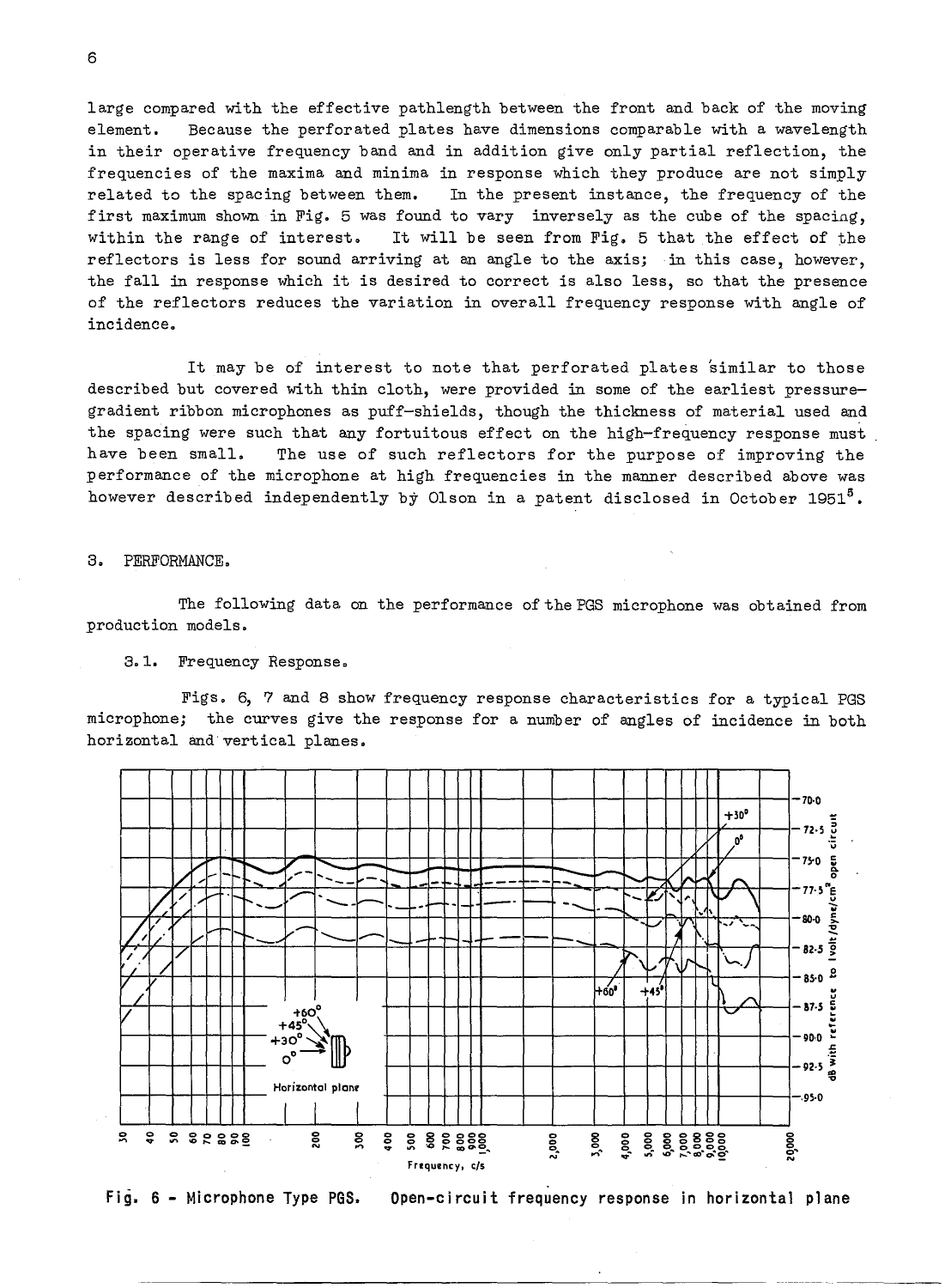large compared with the effective pathlength between the front and back of the moving element. Because the perforated plates have dimensions comparable with a wavelength in their operative frequency band and in addition give only partial reflection, the frequencies of the maxima and minima in response which they produce are not simply related to the spacing between them. In the present instance, the frequency of the first maximum shown in Fig. 5 was found to vary inversely as the cube of the spacing, within the range of interest. It will be seen from Fig. 5 that the effect of the reflectors is less for sound arriving at an angle to the axis; in this case, however, the fall in response which it is desired to correct is also less, so that the presence of the reflectors reduces the variation in overall frequency response with angle of incidence.

It may be of interest to note that perforated plates similar to those described but covered with thin cloth, were provided in some of the earliest pressure-gradient ribbon microphones as puff-shields, though the thickness of material used and the spacing were such that any fortuitous effect on the high-frequency response must have been small. The use of such reflectors for the purpose of improving the performance of the microphone at high frequencies in the manner described above was however described independently by Olson in a patent disclosed in October 1951[5].

## 3. PERFORMANCE.

The following data on the performance of the PGS microphone was obtained from production models.

### 3.1. Frequency Response.

Figs. 6, 7 and 8 show frequency response characteristics for a typical PGS microphone; the curves give the response for a number of angles of incidence in both horizontal and vertical planes.

Fig. 6 - Microphone Type PGS. Open-circuit frequency response in horizontal plane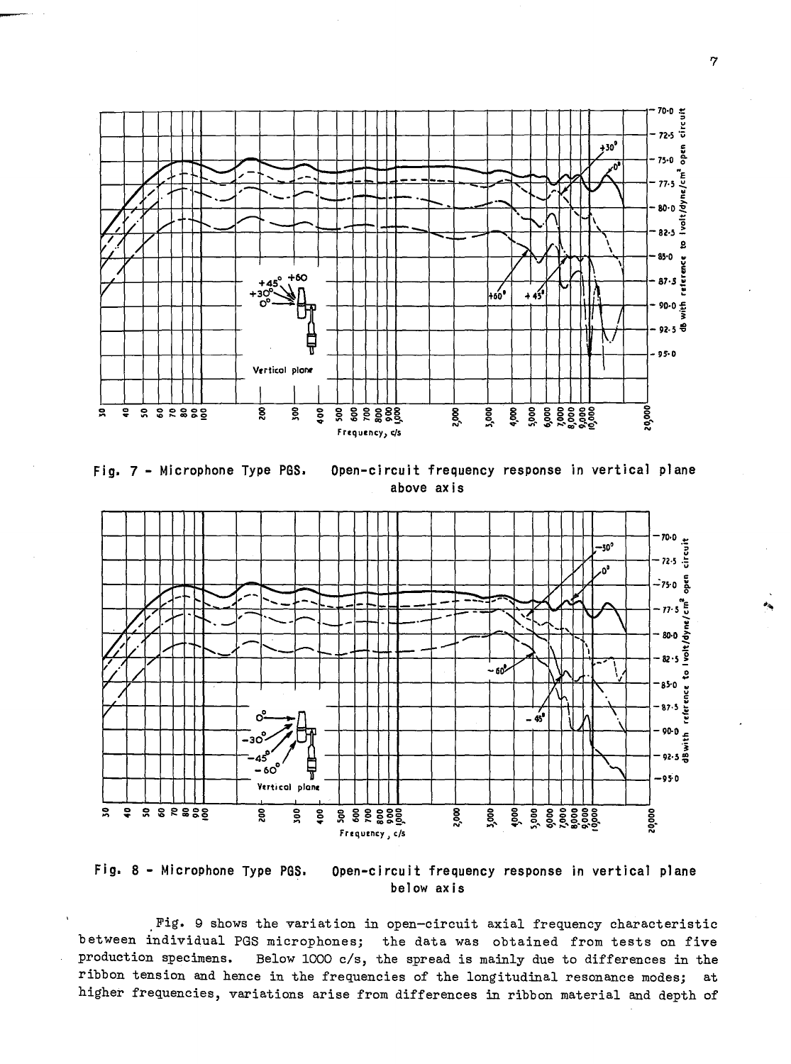Fig. 7 - Microphone Type PGS. Open-circuit frequency response in vertical plane above axis

Fig. 8 - Microphone Type PGS. Open-circuit frequency response in vertical plane below axis

Fig. 9 shows the variation in open-circuit axial frequency characteristic between individual PGS microphones; the data was obtained from tests on five production specimens. Below 1000 c/s, the spread is mainly due to differences in the ribbon tension and hence in the frequencies of the longitudinal resonance modes; at higher frequencies, variations arise from differences in ribbon material and depth of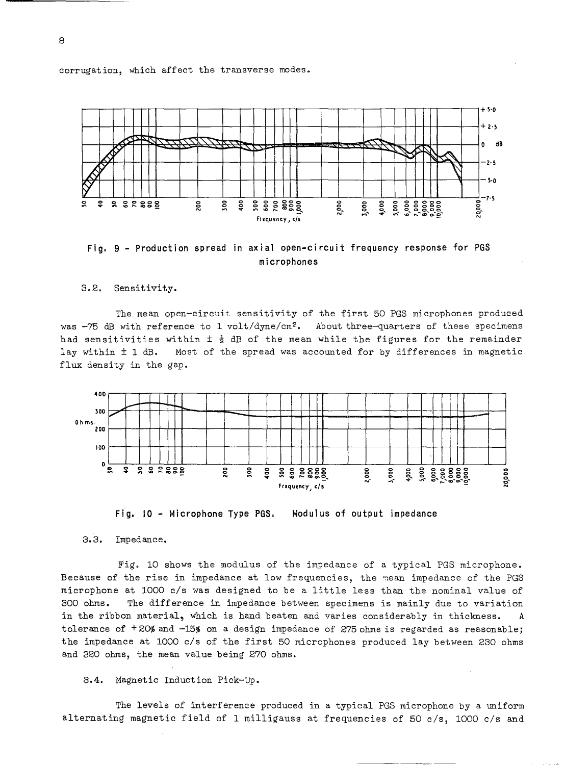corrugation, which affect the transverse modes.

Fig. 9 - Production spread in axial open-circuit frequency response for PGS microphones

3.2. Sensitivity.

The mean open-circuit sensitivity of the first 50 PGS microphones produced was -75 dB with reference to 1 volt/dyne/cm$^2$. About three-quarters of these specimens had sensitivities within ± ½ dB of the mean while the figures for the remainder lay within ± 1 dB. Most of the spread was accounted for by differences in magnetic flux density in the gap.

Fig. 10 - Microphone Type PGS. Modulus of output impedance

3.3. Impedance.

Fig. 10 shows the modulus of the impedance of a typical PGS microphone. Because of the rise in impedance at low frequencies, the mean impedance of the PGS microphone at 1000 c/s was designed to be a little less than the nominal value of 300 ohms. The difference in impedance between specimens is mainly due to variation in the ribbon material, which is hand beaten and varies considerably in thickness. A tolerance of +20% and -15% on a design impedance of 275 ohms is regarded as reasonable; the impedance at 1000 c/s of the first 50 microphones produced lay between 230 ohms and 320 ohms, the mean value being 270 ohms.

3.4. Magnetic Induction Pick-Up.

The levels of interference produced in a typical PGS microphone by a uniform alternating magnetic field of 1 milligauss at frequencies of 50 c/s, 1000 c/s and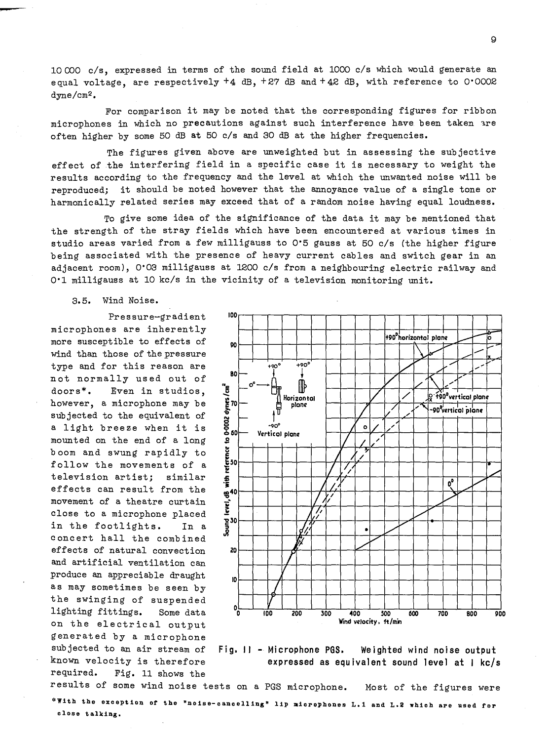10 000 c/s, expressed in terms of the sound field at 1000 c/s which would generate an equal voltage, are respectively +4 dB, +27 dB and +42 dB, with reference to 0·0002 dyne/cm².

For comparison it may be noted that the corresponding figures for ribbon microphones in which no precautions against such interference have been taken are often higher by some 50 dB at 50 c/s and 30 dB at the higher frequencies.

The figures given above are unweighted but in assessing the subjective effect of the interfering field in a specific case it is necessary to weight the results according to the frequency and the level at which the unwanted noise will be reproduced; it should be noted however that the annoyance value of a single tone or harmonically related series may exceed that of a random noise having equal loudness.

To give some idea of the significance of the data it may be mentioned that the strength of the stray fields which have been encountered at various times in studio areas varied from a few milligauss to 0·5 gauss at 50 c/s (the higher figure being associated with the presence of heavy current cables and switch gear in an adjacent room), 0·03 milligauss at 1200 c/s from a neighbouring electric railway and 0·1 milligauss at 10 kc/s in the vicinity of a television monitoring unit.

### 3.5. Wind Noise.

Pressure-gradient microphones are inherently more susceptible to effects of wind than those of the pressure type and for this reason are not normally used out of doors*. Even in studios, however, a microphone may be subjected to the equivalent of a light breeze when it is mounted on the end of a long boom and swung rapidly to follow the movements of a television artist; similar effects can result from the movement of a theatre curtain close to a microphone placed in the footlights. In a concert hall the combined effects of natural convection and artificial ventilation can produce an appreciable draught as may sometimes be seen by the swinging of suspended lighting fittings. Some data on the electrical output generated by a microphone subjected to an air stream of known velocity is therefore required. Fig. 11 shows the results of some wind noise tests on a PGS microphone. Most of the figures were

Fig. 11 - Microphone PGS. Weighted wind noise output expressed as equivalent sound level at 1 kc/s

*With the exception of the "noise-cancelling" lip microphones L.1 and L.2 which are used for close talking.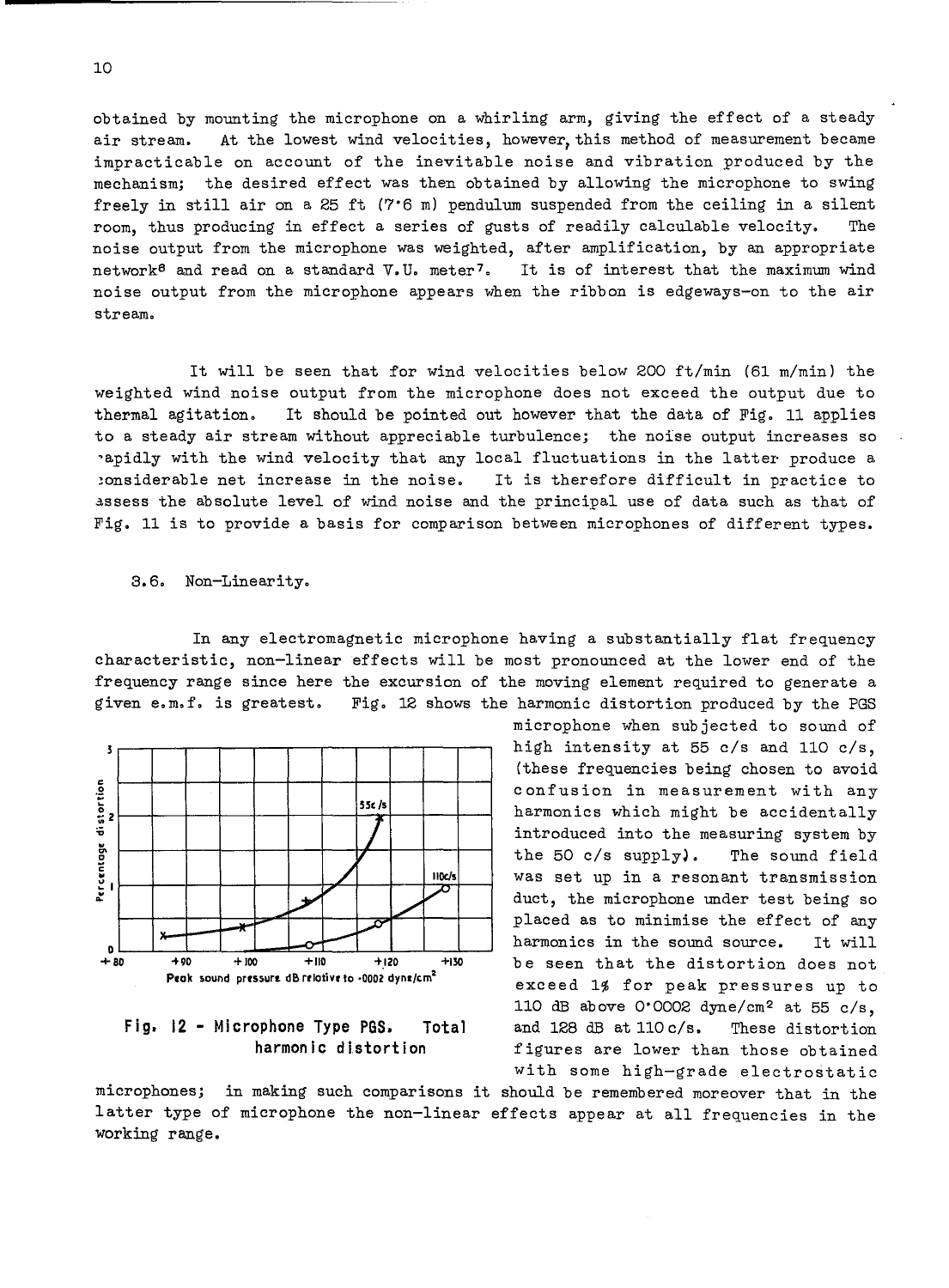obtained by mounting the microphone on a whirling arm, giving the effect of a steady air stream. At the lowest wind velocities, however, this method of measurement became impracticable on account of the inevitable noise and vibration produced by the mechanism; the desired effect was then obtained by allowing the microphone to swing freely in still air on a 25 ft (7·6 m) pendulum suspended from the ceiling in a silent room, thus producing in effect a series of gusts of readily calculable velocity. The noise output from the microphone was weighted, after amplification, by an appropriate network[8] and read on a standard V.U. meter[7]. It is of interest that the maximum wind noise output from the microphone appears when the ribbon is edgeways-on to the air stream.

It will be seen that for wind velocities below 200 ft/min (61 m/min) the weighted wind noise output from the microphone does not exceed the output due to thermal agitation. It should be pointed out however that the data of Fig. 11 applies to a steady air stream without appreciable turbulence; the noise output increases so rapidly with the wind velocity that any local fluctuations in the latter produce a considerable net increase in the noise. It is therefore difficult in practice to assess the absolute level of wind noise and the principal use of data such as that of Fig. 11 is to provide a basis for comparison between microphones of different types.

### 3.6. Non-Linearity.

In any electromagnetic microphone having a substantially flat frequency characteristic, non-linear effects will be most pronounced at the lower end of the frequency range since here the excursion of the moving element required to generate a given e.m.f. is greatest. Fig. 12 shows the harmonic distortion produced by the PGS microphone when subjected to sound of high intensity at 55 c/s and 110 c/s, (these frequencies being chosen to avoid confusion in measurement with any harmonics which might be accidentally introduced into the measuring system by the 50 c/s supply). The sound field was set up in a resonant transmission duct, the microphone under test being so placed as to minimise the effect of any harmonics in the sound source. It will be seen that the distortion does not exceed 1% for peak pressures up to 110 dB above 0·0002 dyne/cm² at 55 c/s, and 128 dB at 110 c/s. These distortion figures are lower than those obtained with some high-grade electrostatic microphones; in making such comparisons it should be remembered moreover that in the latter type of microphone the non-linear effects appear at all frequencies in the working range.

**Fig. 12 - Microphone Type PGS. Total harmonic distortion**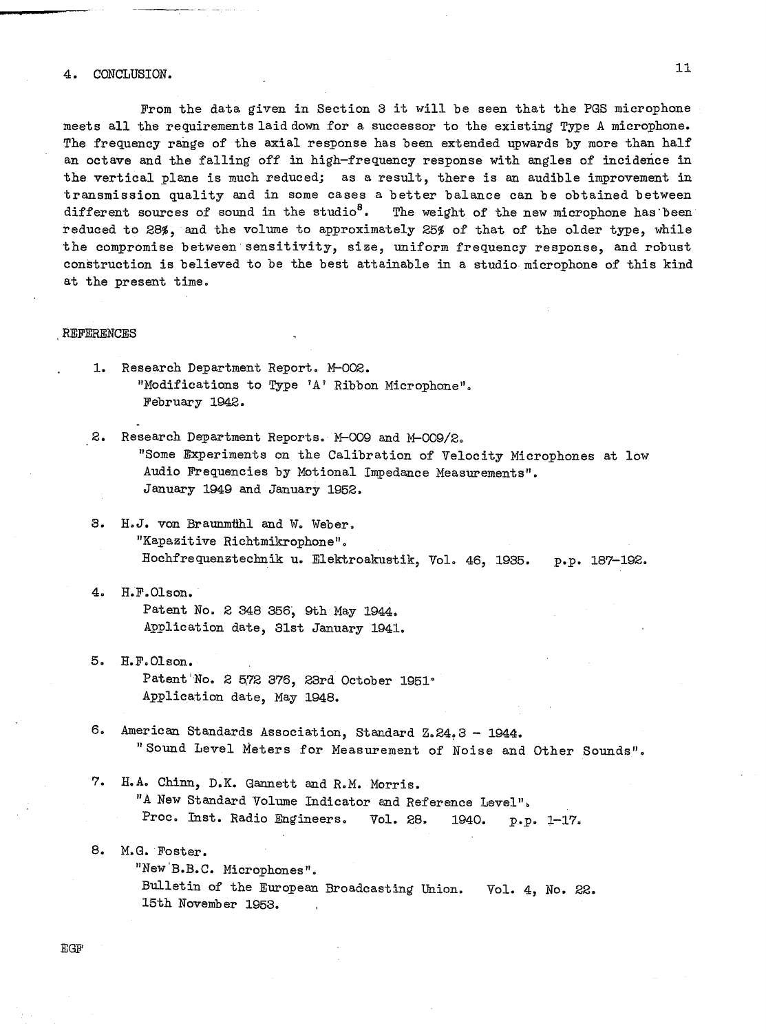## 4. CONCLUSION.

From the data given in Section 3 it will be seen that the PGS microphone meets all the requirements laid down for a successor to the existing Type A microphone. The frequency range of the axial response has been extended upwards by more than half an octave and the falling off in high-frequency response with angles of incidence in the vertical plane is much reduced; as a result, there is an audible improvement in transmission quality and in some cases a better balance can be obtained between different sources of sound in the studio[8]. The weight of the new microphone has been reduced to 28%, and the volume to approximately 25% of that of the older type, while the compromise between sensitivity, size, uniform frequency response, and robust construction is believed to be the best attainable in a studio microphone of this kind at the present time.

### REFERENCES

1. Research Department Report. M-002.
   "Modifications to Type 'A' Ribbon Microphone".
   February 1942.

2. Research Department Reports. M-009 and M-009/2.
   "Some Experiments on the Calibration of Velocity Microphones at low Audio Frequencies by Motional Impedance Measurements".
   January 1949 and January 1952.

3. H.J. von Braunmühl and W. Weber.
   "Kapazitive Richtmikrophone".
   Hochfrequenztechnik u. Elektroakustik, Vol. 46, 1935. p.p. 187-192.

4. H.F. Olson.
   Patent No. 2 348 356, 9th May 1944.
   Application date, 31st January 1941.

5. H.F. Olson.
   Patent No. 2 572 376, 23rd October 1951.
   Application date, May 1948.

6. American Standards Association, Standard Z.24.3 - 1944.
   "Sound Level Meters for Measurement of Noise and Other Sounds".

7. H.A. Chinn, D.K. Gannett and R.M. Morris.
   "A New Standard Volume Indicator and Reference Level".
   Proc. Inst. Radio Engineers. Vol. 28. 1940. p.p. 1-17.

8. M.G. Foster.
   "New B.B.C. Microphones".
   Bulletin of the European Broadcasting Union. Vol. 4, No. 22.
   15th November 1953.

EGF